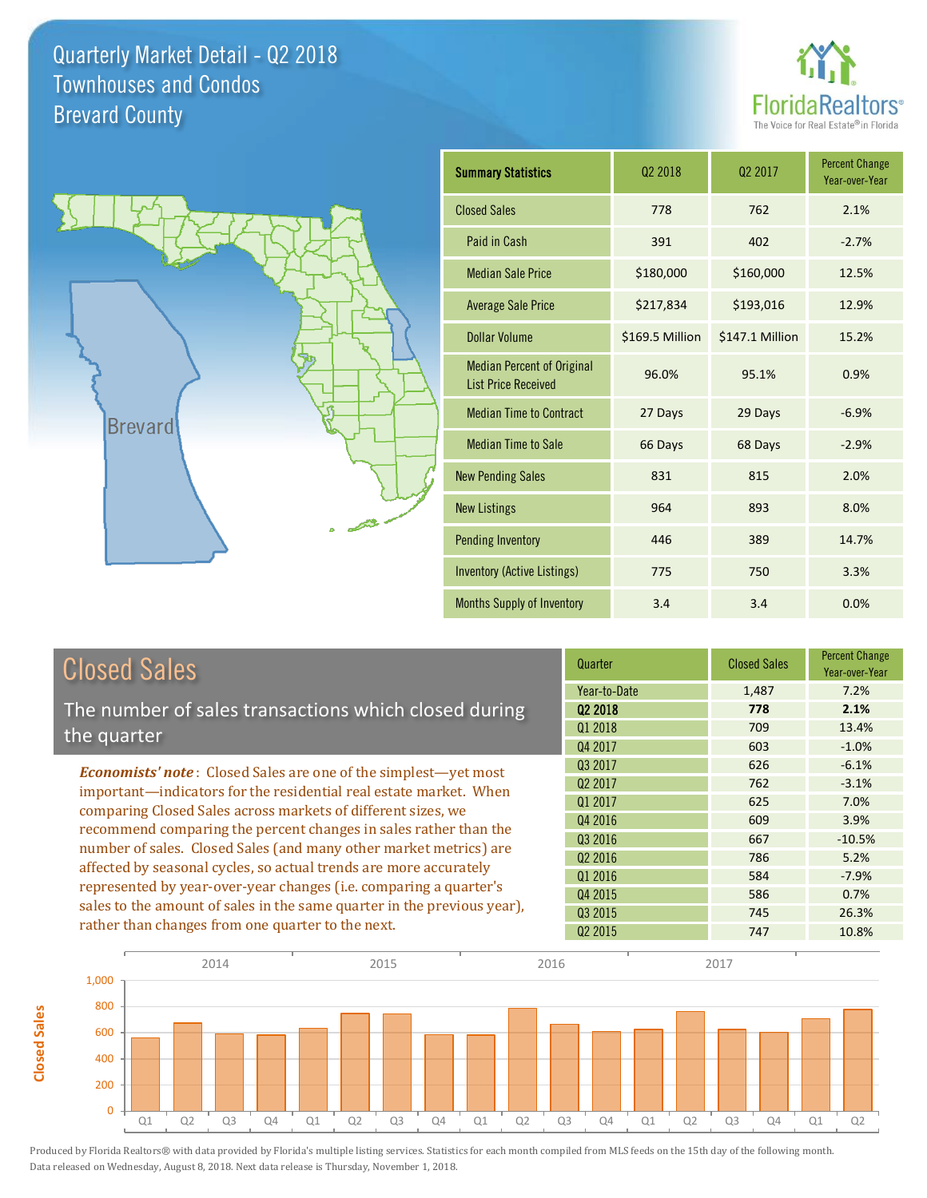# Quarterly Market Detail - Q2 2018
## Townhouses and Condos
## Brevard County

FloridaRealtors® The Voice for Real Estate® in Florida

| Summary Statistics | Q2 2018 | Q2 2017 | Percent Change Year-over-Year |
|---|---|---|---|
| Closed Sales | 778 | 762 | 2.1% |
| Paid in Cash | 391 | 402 | -2.7% |
| Median Sale Price | $180,000 | $160,000 | 12.5% |
| Average Sale Price | $217,834 | $193,016 | 12.9% |
| Dollar Volume | $169.5 Million | $147.1 Million | 15.2% |
| Median Percent of Original List Price Received | 96.0% | 95.1% | 0.9% |
| Median Time to Contract | 27 Days | 29 Days | -6.9% |
| Median Time to Sale | 66 Days | 68 Days | -2.9% |
| New Pending Sales | 831 | 815 | 2.0% |
| New Listings | 964 | 893 | 8.0% |
| Pending Inventory | 446 | 389 | 14.7% |
| Inventory (Active Listings) | 775 | 750 | 3.3% |
| Months Supply of Inventory | 3.4 | 3.4 | 0.0% |

## Closed Sales

The number of sales transactions which closed during the quarter

***Economists' note***: Closed Sales are one of the simplest—yet most important—indicators for the residential real estate market. When comparing Closed Sales across markets of different sizes, we recommend comparing the percent changes in sales rather than the number of sales. Closed Sales (and many other market metrics) are affected by seasonal cycles, so actual trends are more accurately represented by year-over-year changes (i.e. comparing a quarter's sales to the amount of sales in the same quarter in the previous year), rather than changes from one quarter to the next.

| Quarter | Closed Sales | Percent Change Year-over-Year |
|---|---|---|
| Year-to-Date | 1,487 | 7.2% |
| **Q2 2018** | **778** | **2.1%** |
| Q1 2018 | 709 | 13.4% |
| Q4 2017 | 603 | -1.0% |
| Q3 2017 | 626 | -6.1% |
| Q2 2017 | 762 | -3.1% |
| Q1 2017 | 625 | 7.0% |
| Q4 2016 | 609 | 3.9% |
| Q3 2016 | 667 | -10.5% |
| Q2 2016 | 786 | 5.2% |
| Q1 2016 | 584 | -7.9% |
| Q4 2015 | 586 | 0.7% |
| Q3 2015 | 745 | 26.3% |
| Q2 2015 | 747 | 10.8% |

Produced by Florida Realtors® with data provided by Florida's multiple listing services. Statistics for each month compiled from MLS feeds on the 15th day of the following month. Data released on Wednesday, August 8, 2018. Next data release is Thursday, November 1, 2018.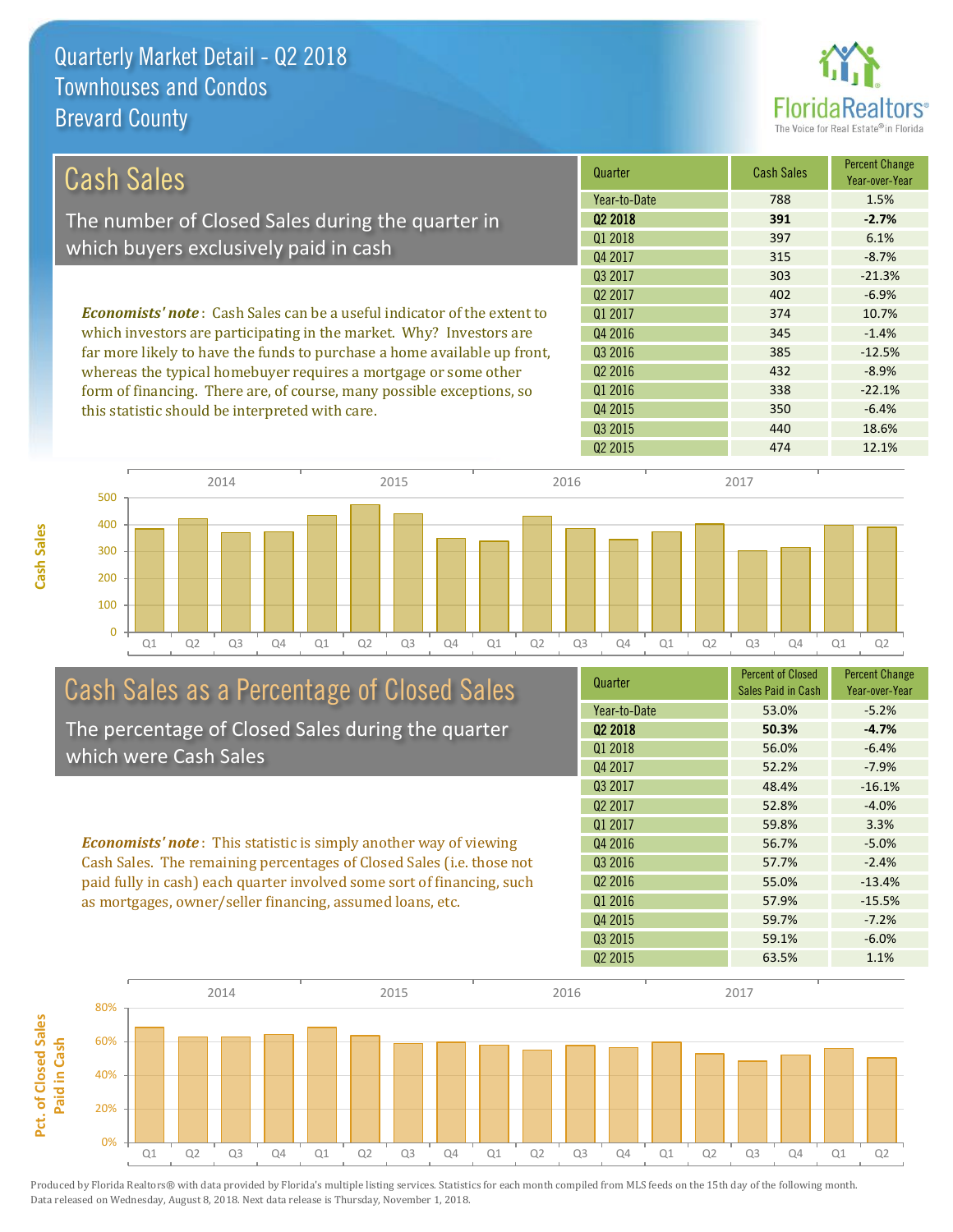# Quarterly Market Detail - Q2 2018
## Townhouses and Condos
## Brevard County

## Cash Sales

The number of Closed Sales during the quarter in which buyers exclusively paid in cash

*Economists' note*: Cash Sales can be a useful indicator of the extent to which investors are participating in the market. Why? Investors are far more likely to have the funds to purchase a home available up front, whereas the typical homebuyer requires a mortgage or some other form of financing. There are, of course, many possible exceptions, so this statistic should be interpreted with care.

| Quarter | Cash Sales | Percent Change Year-over-Year |
|---|---|---|
| Year-to-Date | 788 | 1.5% |
| **Q2 2018** | **391** | **-2.7%** |
| Q1 2018 | 397 | 6.1% |
| Q4 2017 | 315 | -8.7% |
| Q3 2017 | 303 | -21.3% |
| Q2 2017 | 402 | -6.9% |
| Q1 2017 | 374 | 10.7% |
| Q4 2016 | 345 | -1.4% |
| Q3 2016 | 385 | -12.5% |
| Q2 2016 | 432 | -8.9% |
| Q1 2016 | 338 | -22.1% |
| Q4 2015 | 350 | -6.4% |
| Q3 2015 | 440 | 18.6% |
| Q2 2015 | 474 | 12.1% |

## Cash Sales as a Percentage of Closed Sales

The percentage of Closed Sales during the quarter which were Cash Sales

*Economists' note*: This statistic is simply another way of viewing Cash Sales. The remaining percentages of Closed Sales (i.e. those not paid fully in cash) each quarter involved some sort of financing, such as mortgages, owner/seller financing, assumed loans, etc.

| Quarter | Percent of Closed Sales Paid in Cash | Percent Change Year-over-Year |
|---|---|---|
| Year-to-Date | 53.0% | -5.2% |
| **Q2 2018** | **50.3%** | **-4.7%** |
| Q1 2018 | 56.0% | -6.4% |
| Q4 2017 | 52.2% | -7.9% |
| Q3 2017 | 48.4% | -16.1% |
| Q2 2017 | 52.8% | -4.0% |
| Q1 2017 | 59.8% | 3.3% |
| Q4 2016 | 56.7% | -5.0% |
| Q3 2016 | 57.7% | -2.4% |
| Q2 2016 | 55.0% | -13.4% |
| Q1 2016 | 57.9% | -15.5% |
| Q4 2015 | 59.7% | -7.2% |
| Q3 2015 | 59.1% | -6.0% |
| Q2 2015 | 63.5% | 1.1% |

Produced by Florida Realtors® with data provided by Florida's multiple listing services. Statistics for each month compiled from MLS feeds on the 15th day of the following month. Data released on Wednesday, August 8, 2018. Next data release is Thursday, November 1, 2018.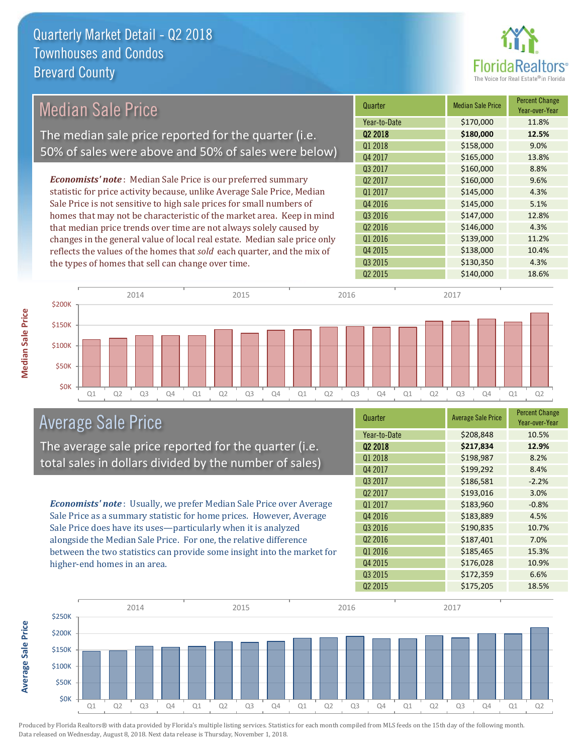# Quarterly Market Detail - Q2 2018
## Townhouses and Condos
## Brevard County

## Median Sale Price

The median sale price reported for the quarter (i.e. 50% of sales were above and 50% of sales were below)

*Economists' note*: Median Sale Price is our preferred summary statistic for price activity because, unlike Average Sale Price, Median Sale Price is not sensitive to high sale prices for small numbers of homes that may not be characteristic of the market area. Keep in mind that median price trends over time are not always solely caused by changes in the general value of local real estate. Median sale price only reflects the values of the homes that *sold* each quarter, and the mix of the types of homes that sell can change over time.

| Quarter | Median Sale Price | Percent Change Year-over-Year |
|---|---|---|
| Year-to-Date | $170,000 | 11.8% |
| **Q2 2018** | **$180,000** | **12.5%** |
| Q1 2018 | $158,000 | 9.0% |
| Q4 2017 | $165,000 | 13.8% |
| Q3 2017 | $160,000 | 8.8% |
| Q2 2017 | $160,000 | 9.6% |
| Q1 2017 | $145,000 | 4.3% |
| Q4 2016 | $145,000 | 5.1% |
| Q3 2016 | $147,000 | 12.8% |
| Q2 2016 | $146,000 | 4.3% |
| Q1 2016 | $139,000 | 11.2% |
| Q4 2015 | $138,000 | 10.4% |
| Q3 2015 | $130,350 | 4.3% |
| Q2 2015 | $140,000 | 18.6% |

## Average Sale Price

The average sale price reported for the quarter (i.e. total sales in dollars divided by the number of sales)

*Economists' note*: Usually, we prefer Median Sale Price over Average Sale Price as a summary statistic for home prices. However, Average Sale Price does have its uses—particularly when it is analyzed alongside the Median Sale Price. For one, the relative difference between the two statistics can provide some insight into the market for higher-end homes in an area.

| Quarter | Average Sale Price | Percent Change Year-over-Year |
|---|---|---|
| Year-to-Date | $208,848 | 10.5% |
| **Q2 2018** | **$217,834** | **12.9%** |
| Q1 2018 | $198,987 | 8.2% |
| Q4 2017 | $199,292 | 8.4% |
| Q3 2017 | $186,581 | -2.2% |
| Q2 2017 | $193,016 | 3.0% |
| Q1 2017 | $183,960 | -0.8% |
| Q4 2016 | $183,889 | 4.5% |
| Q3 2016 | $190,835 | 10.7% |
| Q2 2016 | $187,401 | 7.0% |
| Q1 2016 | $185,465 | 15.3% |
| Q4 2015 | $176,028 | 10.9% |
| Q3 2015 | $172,359 | 6.6% |
| Q2 2015 | $175,205 | 18.5% |

Produced by Florida Realtors® with data provided by Florida's multiple listing services. Statistics for each month compiled from MLS feeds on the 15th day of the following month. Data released on Wednesday, August 8, 2018. Next data release is Thursday, November 1, 2018.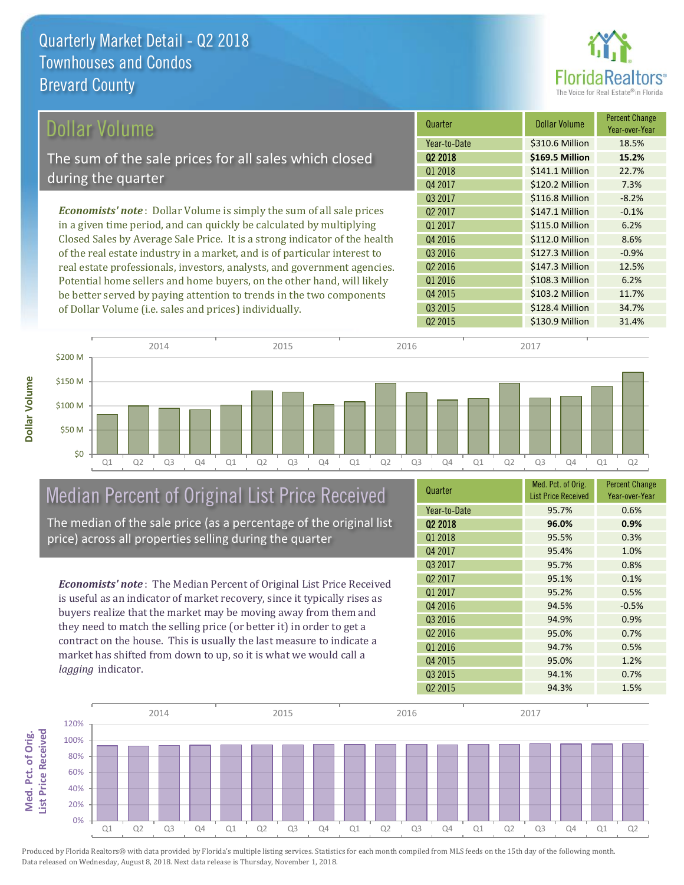# Quarterly Market Detail - Q2 2018
## Townhouses and Condos
## Brevard County

## Dollar Volume

The sum of the sale prices for all sales which closed during the quarter

*Economists' note*: Dollar Volume is simply the sum of all sale prices in a given time period, and can quickly be calculated by multiplying Closed Sales by Average Sale Price. It is a strong indicator of the health of the real estate industry in a market, and is of particular interest to real estate professionals, investors, analysts, and government agencies. Potential home sellers and home buyers, on the other hand, will likely be better served by paying attention to trends in the two components of Dollar Volume (i.e. sales and prices) individually.

| Quarter | Dollar Volume | Percent Change Year-over-Year |
|---|---|---|
| Year-to-Date | $310.6 Million | 18.5% |
| **Q2 2018** | **$169.5 Million** | **15.2%** |
| Q1 2018 | $141.1 Million | 22.7% |
| Q4 2017 | $120.2 Million | 7.3% |
| Q3 2017 | $116.8 Million | -8.2% |
| Q2 2017 | $147.1 Million | -0.1% |
| Q1 2017 | $115.0 Million | 6.2% |
| Q4 2016 | $112.0 Million | 8.6% |
| Q3 2016 | $127.3 Million | -0.9% |
| Q2 2016 | $147.3 Million | 12.5% |
| Q1 2016 | $108.3 Million | 6.2% |
| Q4 2015 | $103.2 Million | 11.7% |
| Q3 2015 | $128.4 Million | 34.7% |
| Q2 2015 | $130.9 Million | 31.4% |

## Median Percent of Original List Price Received

The median of the sale price (as a percentage of the original list price) across all properties selling during the quarter

*Economists' note*: The Median Percent of Original List Price Received is useful as an indicator of market recovery, since it typically rises as buyers realize that the market may be moving away from them and they need to match the selling price (or better it) in order to get a contract on the house. This is usually the last measure to indicate a market has shifted from down to up, so it is what we would call a *lagging* indicator.

| Quarter | Med. Pct. of Orig. List Price Received | Percent Change Year-over-Year |
|---|---|---|
| Year-to-Date | 95.7% | 0.6% |
| **Q2 2018** | **96.0%** | **0.9%** |
| Q1 2018 | 95.5% | 0.3% |
| Q4 2017 | 95.4% | 1.0% |
| Q3 2017 | 95.7% | 0.8% |
| Q2 2017 | 95.1% | 0.1% |
| Q1 2017 | 95.2% | 0.5% |
| Q4 2016 | 94.5% | -0.5% |
| Q3 2016 | 94.9% | 0.9% |
| Q2 2016 | 95.0% | 0.7% |
| Q1 2016 | 94.7% | 0.5% |
| Q4 2015 | 95.0% | 1.2% |
| Q3 2015 | 94.1% | 0.7% |
| Q2 2015 | 94.3% | 1.5% |

Produced by Florida Realtors® with data provided by Florida's multiple listing services. Statistics for each month compiled from MLS feeds on the 15th day of the following month. Data released on Wednesday, August 8, 2018. Next data release is Thursday, November 1, 2018.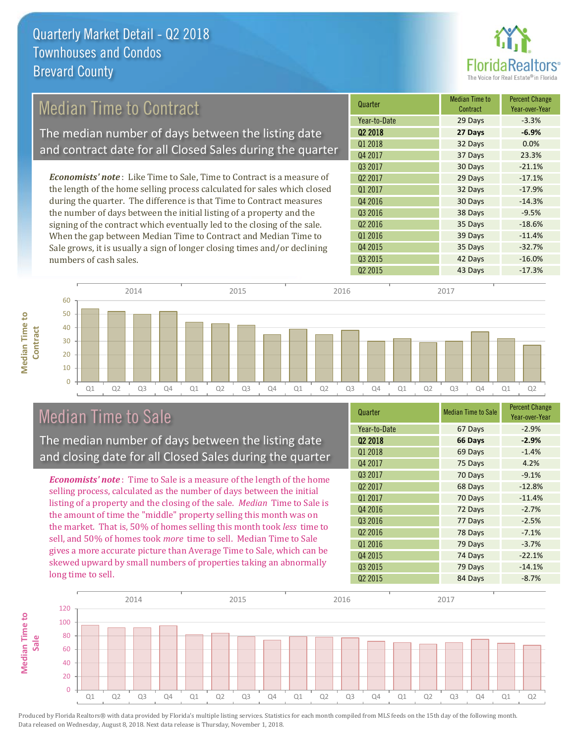# Quarterly Market Detail - Q2 2018
## Townhouses and Condos
## Brevard County

## Median Time to Contract

The median number of days between the listing date and contract date for all Closed Sales during the quarter

*Economists' note*: Like Time to Sale, Time to Contract is a measure of the length of the home selling process calculated for sales which closed during the quarter. The difference is that Time to Contract measures the number of days between the initial listing of a property and the signing of the contract which eventually led to the closing of the sale. When the gap between Median Time to Contract and Median Time to Sale grows, it is usually a sign of longer closing times and/or declining numbers of cash sales.

| Quarter | Median Time to Contract | Percent Change Year-over-Year |
|---|---|---|
| Year-to-Date | 29 Days | -3.3% |
| **Q2 2018** | **27 Days** | **-6.9%** |
| Q1 2018 | 32 Days | 0.0% |
| Q4 2017 | 37 Days | 23.3% |
| Q3 2017 | 30 Days | -21.1% |
| Q2 2017 | 29 Days | -17.1% |
| Q1 2017 | 32 Days | -17.9% |
| Q4 2016 | 30 Days | -14.3% |
| Q3 2016 | 38 Days | -9.5% |
| Q2 2016 | 35 Days | -18.6% |
| Q1 2016 | 39 Days | -11.4% |
| Q4 2015 | 35 Days | -32.7% |
| Q3 2015 | 42 Days | -16.0% |
| Q2 2015 | 43 Days | -17.3% |

## Median Time to Sale

The median number of days between the listing date and closing date for all Closed Sales during the quarter

*Economists' note*: Time to Sale is a measure of the length of the home selling process, calculated as the number of days between the initial listing of a property and the closing of the sale. *Median* Time to Sale is the amount of time the "middle" property selling this month was on the market. That is, 50% of homes selling this month took *less* time to sell, and 50% of homes took *more* time to sell. Median Time to Sale gives a more accurate picture than Average Time to Sale, which can be skewed upward by small numbers of properties taking an abnormally long time to sell.

| Quarter | Median Time to Sale | Percent Change Year-over-Year |
|---|---|---|
| Year-to-Date | 67 Days | -2.9% |
| **Q2 2018** | **66 Days** | **-2.9%** |
| Q1 2018 | 69 Days | -1.4% |
| Q4 2017 | 75 Days | 4.2% |
| Q3 2017 | 70 Days | -9.1% |
| Q2 2017 | 68 Days | -12.8% |
| Q1 2017 | 70 Days | -11.4% |
| Q4 2016 | 72 Days | -2.7% |
| Q3 2016 | 77 Days | -2.5% |
| Q2 2016 | 78 Days | -7.1% |
| Q1 2016 | 79 Days | -3.7% |
| Q4 2015 | 74 Days | -22.1% |
| Q3 2015 | 79 Days | -14.1% |
| Q2 2015 | 84 Days | -8.7% |

Produced by Florida Realtors® with data provided by Florida's multiple listing services. Statistics for each month compiled from MLS feeds on the 15th day of the following month. Data released on Wednesday, August 8, 2018. Next data release is Thursday, November 1, 2018.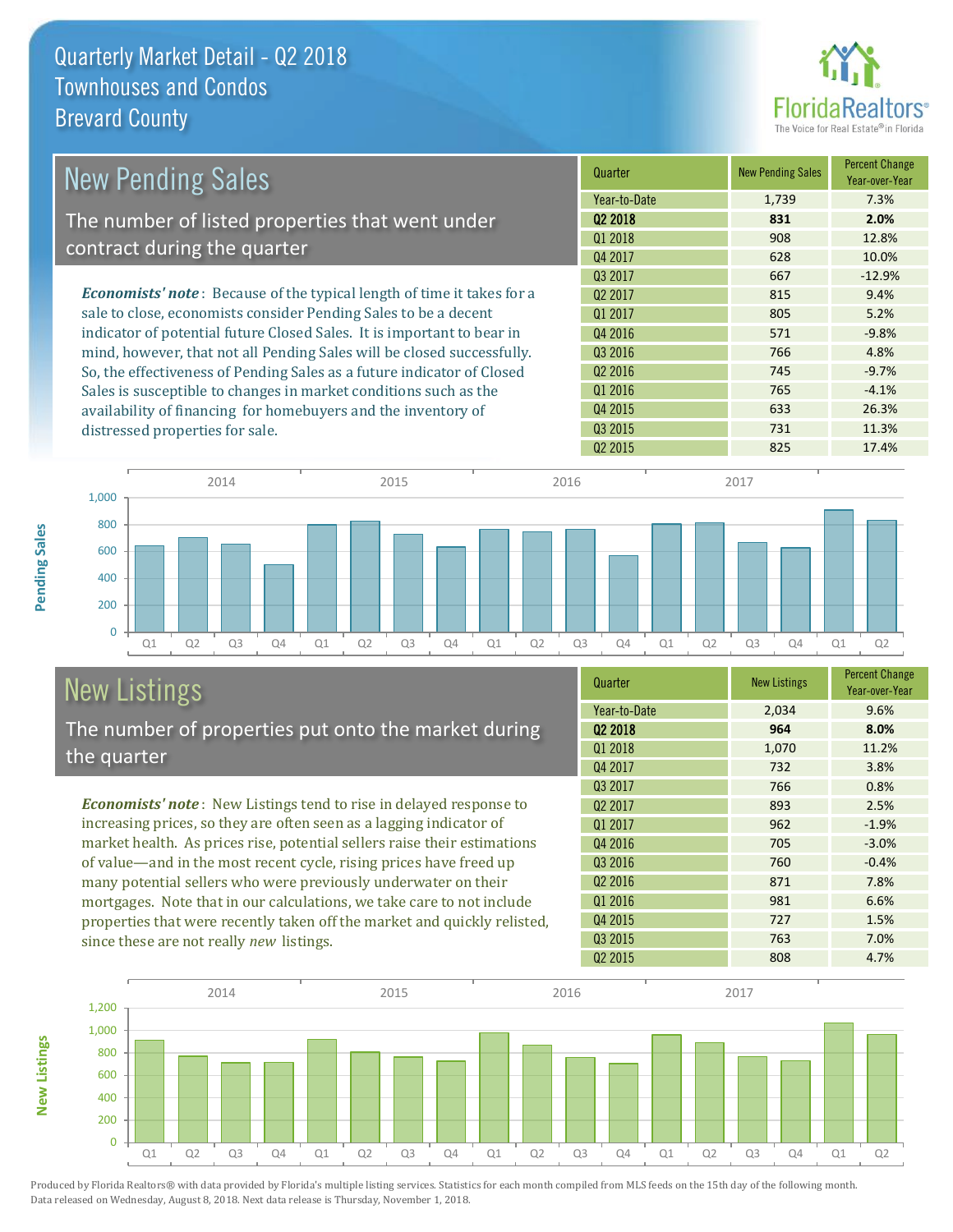# Quarterly Market Detail - Q2 2018
## Townhouses and Condos
## Brevard County

## New Pending Sales

The number of listed properties that went under contract during the quarter

***Economists' note***: Because of the typical length of time it takes for a sale to close, economists consider Pending Sales to be a decent indicator of potential future Closed Sales. It is important to bear in mind, however, that not all Pending Sales will be closed successfully. So, the effectiveness of Pending Sales as a future indicator of Closed Sales is susceptible to changes in market conditions such as the availability of financing for homebuyers and the inventory of distressed properties for sale.

| Quarter | New Pending Sales | Percent Change Year-over-Year |
|---|---|---|
| Year-to-Date | 1,739 | 7.3% |
| **Q2 2018** | **831** | **2.0%** |
| Q1 2018 | 908 | 12.8% |
| Q4 2017 | 628 | 10.0% |
| Q3 2017 | 667 | -12.9% |
| Q2 2017 | 815 | 9.4% |
| Q1 2017 | 805 | 5.2% |
| Q4 2016 | 571 | -9.8% |
| Q3 2016 | 766 | 4.8% |
| Q2 2016 | 745 | -9.7% |
| Q1 2016 | 765 | -4.1% |
| Q4 2015 | 633 | 26.3% |
| Q3 2015 | 731 | 11.3% |
| Q2 2015 | 825 | 17.4% |

## New Listings

The number of properties put onto the market during the quarter

***Economists' note***: New Listings tend to rise in delayed response to increasing prices, so they are often seen as a lagging indicator of market health. As prices rise, potential sellers raise their estimations of value—and in the most recent cycle, rising prices have freed up many potential sellers who were previously underwater on their mortgages. Note that in our calculations, we take care to not include properties that were recently taken off the market and quickly relisted, since these are not really *new* listings.

| Quarter | New Listings | Percent Change Year-over-Year |
|---|---|---|
| Year-to-Date | 2,034 | 9.6% |
| **Q2 2018** | **964** | **8.0%** |
| Q1 2018 | 1,070 | 11.2% |
| Q4 2017 | 732 | 3.8% |
| Q3 2017 | 766 | 0.8% |
| Q2 2017 | 893 | 2.5% |
| Q1 2017 | 962 | -1.9% |
| Q4 2016 | 705 | -3.0% |
| Q3 2016 | 760 | -0.4% |
| Q2 2016 | 871 | 7.8% |
| Q1 2016 | 981 | 6.6% |
| Q4 2015 | 727 | 1.5% |
| Q3 2015 | 763 | 7.0% |
| Q2 2015 | 808 | 4.7% |

Produced by Florida Realtors® with data provided by Florida's multiple listing services. Statistics for each month compiled from MLS feeds on the 15th day of the following month. Data released on Wednesday, August 8, 2018. Next data release is Thursday, November 1, 2018.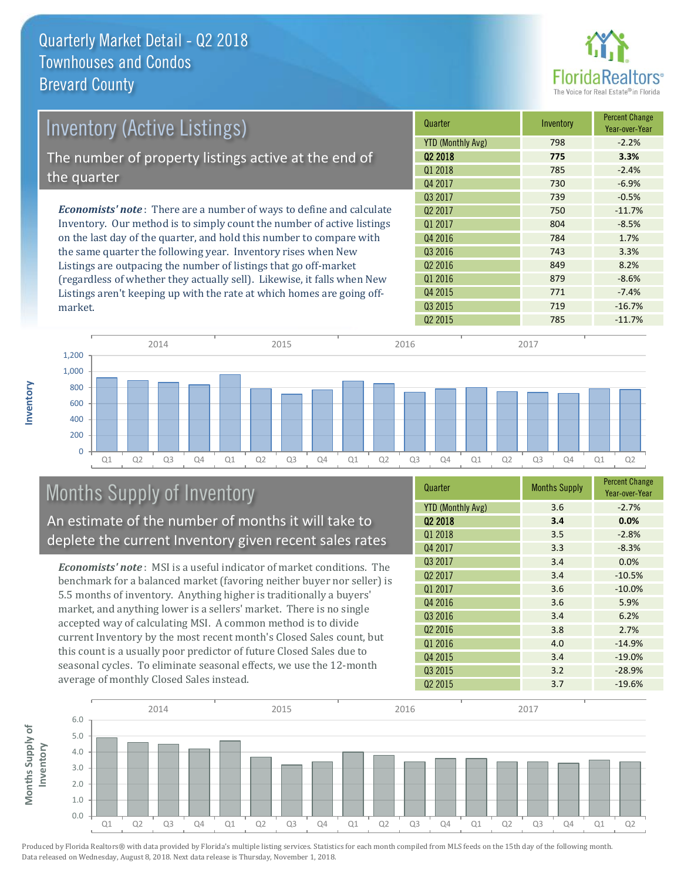# Quarterly Market Detail - Q2 2018
## Townhouses and Condos
## Brevard County

## Inventory (Active Listings)

The number of property listings active at the end of the quarter

*Economists' note*: There are a number of ways to define and calculate Inventory. Our method is to simply count the number of active listings on the last day of the quarter, and hold this number to compare with the same quarter the following year. Inventory rises when New Listings are outpacing the number of listings that go off-market (regardless of whether they actually sell). Likewise, it falls when New Listings aren't keeping up with the rate at which homes are going off-market.

| Quarter | Inventory | Percent Change Year-over-Year |
|---|---|---|
| YTD (Monthly Avg) | 798 | -2.2% |
| **Q2 2018** | **775** | **3.3%** |
| Q1 2018 | 785 | -2.4% |
| Q4 2017 | 730 | -6.9% |
| Q3 2017 | 739 | -0.5% |
| Q2 2017 | 750 | -11.7% |
| Q1 2017 | 804 | -8.5% |
| Q4 2016 | 784 | 1.7% |
| Q3 2016 | 743 | 3.3% |
| Q2 2016 | 849 | 8.2% |
| Q1 2016 | 879 | -8.6% |
| Q4 2015 | 771 | -7.4% |
| Q3 2015 | 719 | -16.7% |
| Q2 2015 | 785 | -11.7% |

## Months Supply of Inventory

An estimate of the number of months it will take to deplete the current Inventory given recent sales rates

*Economists' note*: MSI is a useful indicator of market conditions. The benchmark for a balanced market (favoring neither buyer nor seller) is 5.5 months of inventory. Anything higher is traditionally a buyers' market, and anything lower is a sellers' market. There is no single accepted way of calculating MSI. A common method is to divide current Inventory by the most recent month's Closed Sales count, but this count is a usually poor predictor of future Closed Sales due to seasonal cycles. To eliminate seasonal effects, we use the 12-month average of monthly Closed Sales instead.

| Quarter | Months Supply | Percent Change Year-over-Year |
|---|---|---|
| YTD (Monthly Avg) | 3.6 | -2.7% |
| **Q2 2018** | **3.4** | **0.0%** |
| Q1 2018 | 3.5 | -2.8% |
| Q4 2017 | 3.3 | -8.3% |
| Q3 2017 | 3.4 | 0.0% |
| Q2 2017 | 3.4 | -10.5% |
| Q1 2017 | 3.6 | -10.0% |
| Q4 2016 | 3.6 | 5.9% |
| Q3 2016 | 3.4 | 6.2% |
| Q2 2016 | 3.8 | 2.7% |
| Q1 2016 | 4.0 | -14.9% |
| Q4 2015 | 3.4 | -19.0% |
| Q3 2015 | 3.2 | -28.9% |
| Q2 2015 | 3.7 | -19.6% |

Produced by Florida Realtors® with data provided by Florida's multiple listing services. Statistics for each month compiled from MLS feeds on the 15th day of the following month. Data released on Wednesday, August 8, 2018. Next data release is Thursday, November 1, 2018.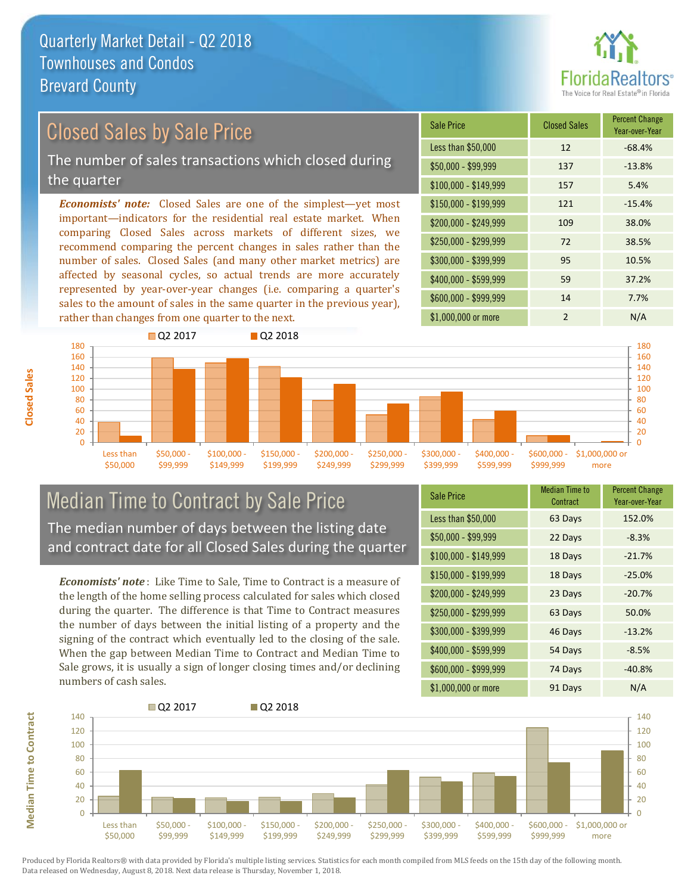# Quarterly Market Detail - Q2 2018

## Townhouses and Condos

## Brevard County

## Closed Sales by Sale Price

The number of sales transactions which closed during the quarter

***Economists' note:*** Closed Sales are one of the simplest—yet most important—indicators for the residential real estate market. When comparing Closed Sales across markets of different sizes, we recommend comparing the percent changes in sales rather than the number of sales. Closed Sales (and many other market metrics) are affected by seasonal cycles, so actual trends are more accurately represented by year-over-year changes (i.e. comparing a quarter's sales to the amount of sales in the same quarter in the previous year), rather than changes from one quarter to the next.

| Sale Price | Closed Sales | Percent Change Year-over-Year |
|---|---|---|
| Less than $50,000 | 12 | -68.4% |
| $50,000 - $99,999 | 137 | -13.8% |
| $100,000 - $149,999 | 157 | 5.4% |
| $150,000 - $199,999 | 121 | -15.4% |
| $200,000 - $249,999 | 109 | 38.0% |
| $250,000 - $299,999 | 72 | 38.5% |
| $300,000 - $399,999 | 95 | 10.5% |
| $400,000 - $599,999 | 59 | 37.2% |
| $600,000 - $999,999 | 14 | 7.7% |
| $1,000,000 or more | 2 | N/A |

## Median Time to Contract by Sale Price

The median number of days between the listing date and contract date for all Closed Sales during the quarter

***Economists' note*** : Like Time to Sale, Time to Contract is a measure of the length of the home selling process calculated for sales which closed during the quarter. The difference is that Time to Contract measures the number of days between the initial listing of a property and the signing of the contract which eventually led to the closing of the sale. When the gap between Median Time to Contract and Median Time to Sale grows, it is usually a sign of longer closing times and/or declining numbers of cash sales.

| Sale Price | Median Time to Contract | Percent Change Year-over-Year |
|---|---|---|
| Less than $50,000 | 63 Days | 152.0% |
| $50,000 - $99,999 | 22 Days | -8.3% |
| $100,000 - $149,999 | 18 Days | -21.7% |
| $150,000 - $199,999 | 18 Days | -25.0% |
| $200,000 - $249,999 | 23 Days | -20.7% |
| $250,000 - $299,999 | 63 Days | 50.0% |
| $300,000 - $399,999 | 46 Days | -13.2% |
| $400,000 - $599,999 | 54 Days | -8.5% |
| $600,000 - $999,999 | 74 Days | -40.8% |
| $1,000,000 or more | 91 Days | N/A |

Produced by Florida Realtors® with data provided by Florida's multiple listing services. Statistics for each month compiled from MLS feeds on the 15th day of the following month. Data released on Wednesday, August 8, 2018. Next data release is Thursday, November 1, 2018.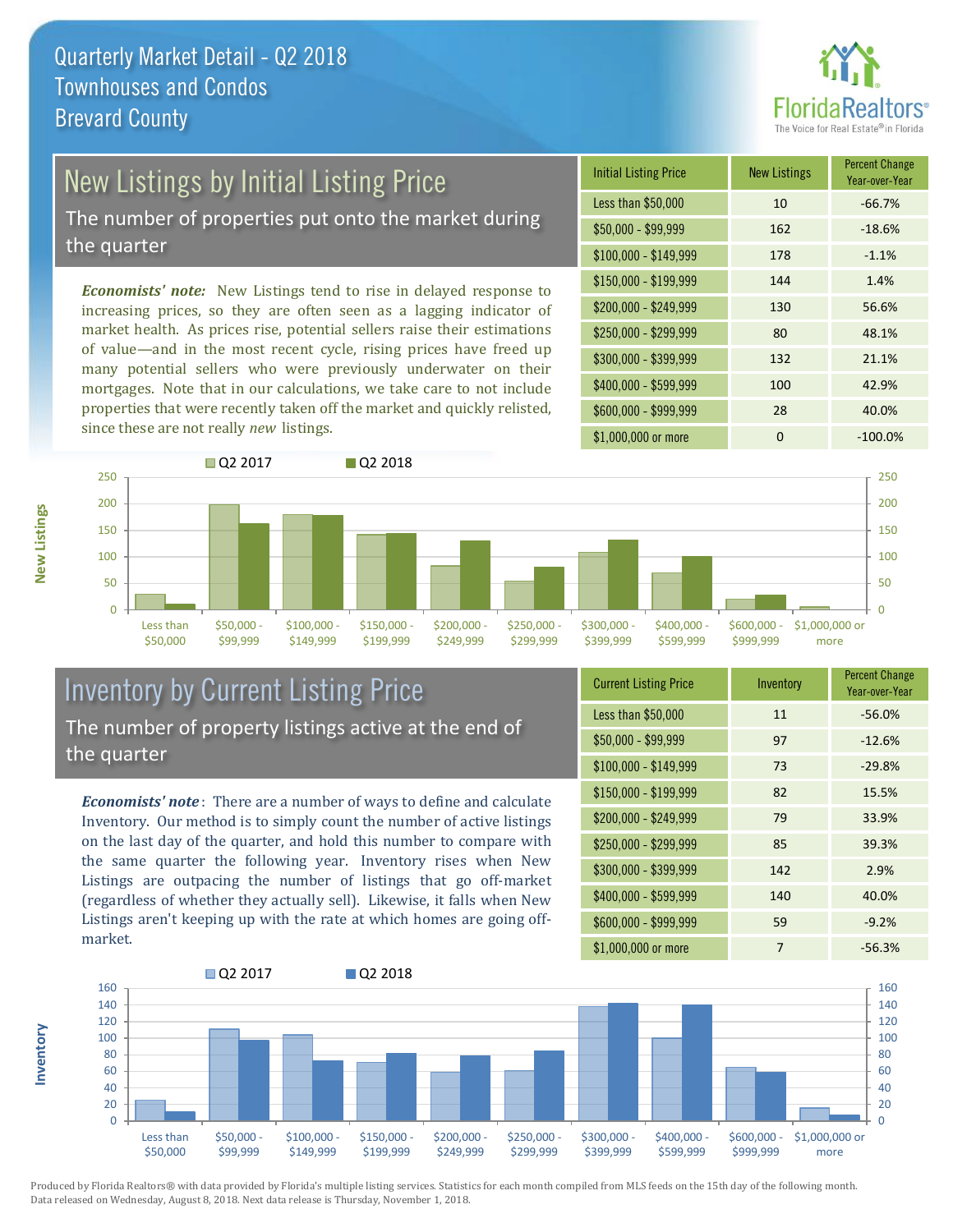# Quarterly Market Detail - Q2 2018
## Townhouses and Condos
## Brevard County

FloridaRealtors®
The Voice for Real Estate® in Florida

## New Listings by Initial Listing Price

The number of properties put onto the market during the quarter

*Economists' note:* New Listings tend to rise in delayed response to increasing prices, so they are often seen as a lagging indicator of market health. As prices rise, potential sellers raise their estimations of value—and in the most recent cycle, rising prices have freed up many potential sellers who were previously underwater on their mortgages. Note that in our calculations, we take care to not include properties that were recently taken off the market and quickly relisted, since these are not really *new* listings.

| Initial Listing Price | New Listings | Percent Change Year-over-Year |
|---|---|---|
| Less than $50,000 | 10 | -66.7% |
| $50,000 - $99,999 | 162 | -18.6% |
| $100,000 - $149,999 | 178 | -1.1% |
| $150,000 - $199,999 | 144 | 1.4% |
| $200,000 - $249,999 | 130 | 56.6% |
| $250,000 - $299,999 | 80 | 48.1% |
| $300,000 - $399,999 | 132 | 21.1% |
| $400,000 - $599,999 | 100 | 42.9% |
| $600,000 - $999,999 | 28 | 40.0% |
| $1,000,000 or more | 0 | -100.0% |

## Inventory by Current Listing Price

The number of property listings active at the end of the quarter

***Economists' note***: There are a number of ways to define and calculate Inventory. Our method is to simply count the number of active listings on the last day of the quarter, and hold this number to compare with the same quarter the following year. Inventory rises when New Listings are outpacing the number of listings that go off-market (regardless of whether they actually sell). Likewise, it falls when New Listings aren't keeping up with the rate at which homes are going off-market.

| Current Listing Price | Inventory | Percent Change Year-over-Year |
|---|---|---|
| Less than $50,000 | 11 | -56.0% |
| $50,000 - $99,999 | 97 | -12.6% |
| $100,000 - $149,999 | 73 | -29.8% |
| $150,000 - $199,999 | 82 | 15.5% |
| $200,000 - $249,999 | 79 | 33.9% |
| $250,000 - $299,999 | 85 | 39.3% |
| $300,000 - $399,999 | 142 | 2.9% |
| $400,000 - $599,999 | 140 | 40.0% |
| $600,000 - $999,999 | 59 | -9.2% |
| $1,000,000 or more | 7 | -56.3% |

Produced by Florida Realtors® with data provided by Florida's multiple listing services. Statistics for each month compiled from MLS feeds on the 15th day of the following month. Data released on Wednesday, August 8, 2018. Next data release is Thursday, November 1, 2018.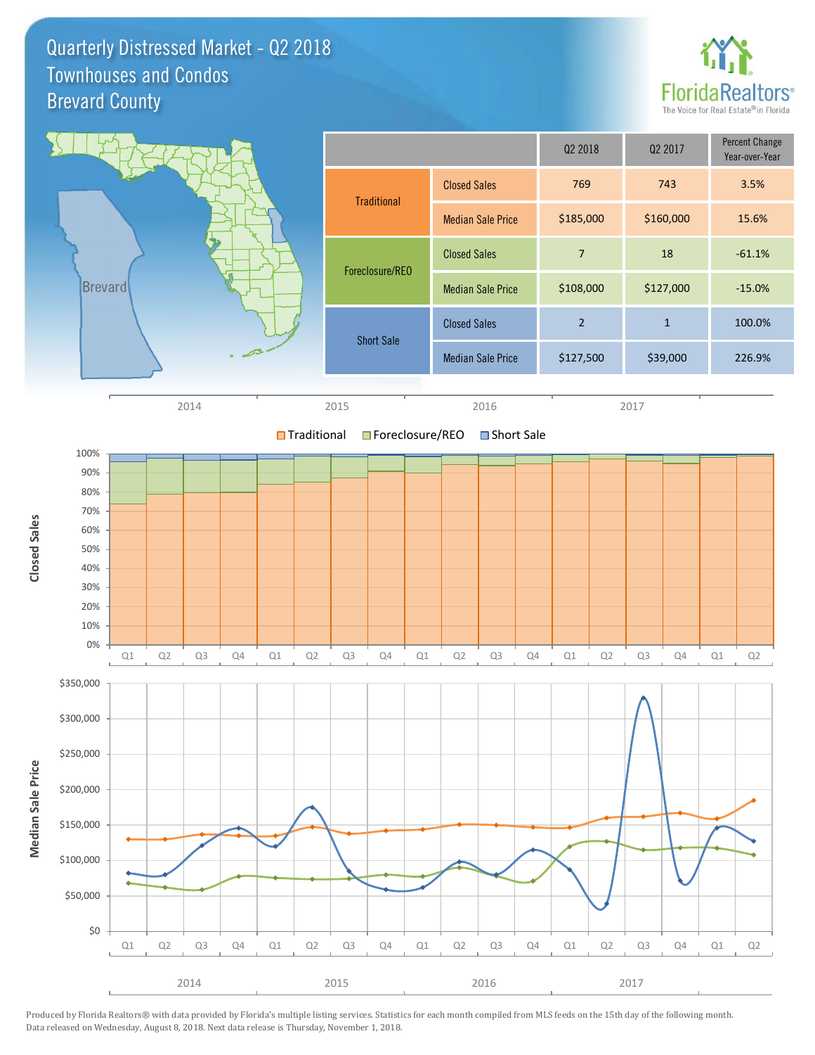# Quarterly Distressed Market - Q2 2018
## Townhouses and Condos
## Brevard County

FloridaRealtors®
The Voice for Real Estate® in Florida

Brevard

| | | Q2 2018 | Q2 2017 | Percent Change Year-over-Year |
|---|---|---|---|---|
| Traditional | Closed Sales | 769 | 743 | 3.5% |
| | Median Sale Price | $185,000 | $160,000 | 15.6% |
| Foreclosure/REO | Closed Sales | 7 | 18 | -61.1% |
| | Median Sale Price | $108,000 | $127,000 | -15.0% |
| Short Sale | Closed Sales | 2 | 1 | 100.0% |
| | Median Sale Price | $127,500 | $39,000 | 226.9% |

2014 2015 2016 2017

Traditional Foreclosure/REO Short Sale

Closed Sales

100% 90% 80% 70% 60% 50% 40% 30% 20% 10% 0%

Q1 Q2 Q3 Q4 Q1 Q2 Q3 Q4 Q1 Q2 Q3 Q4 Q1 Q2 Q3 Q4 Q1 Q2

Median Sale Price

$350,000 $300,000 $250,000 $200,000 $150,000 $100,000 $50,000 $0

Q1 Q2 Q3 Q4 Q1 Q2 Q3 Q4 Q1 Q2 Q3 Q4 Q1 Q2 Q3 Q4 Q1 Q2

2014 2015 2016 2017

Produced by Florida Realtors® with data provided by Florida's multiple listing services. Statistics for each month compiled from MLS feeds on the 15th day of the following month.
Data released on Wednesday, August 8, 2018. Next data release is Thursday, November 1, 2018.